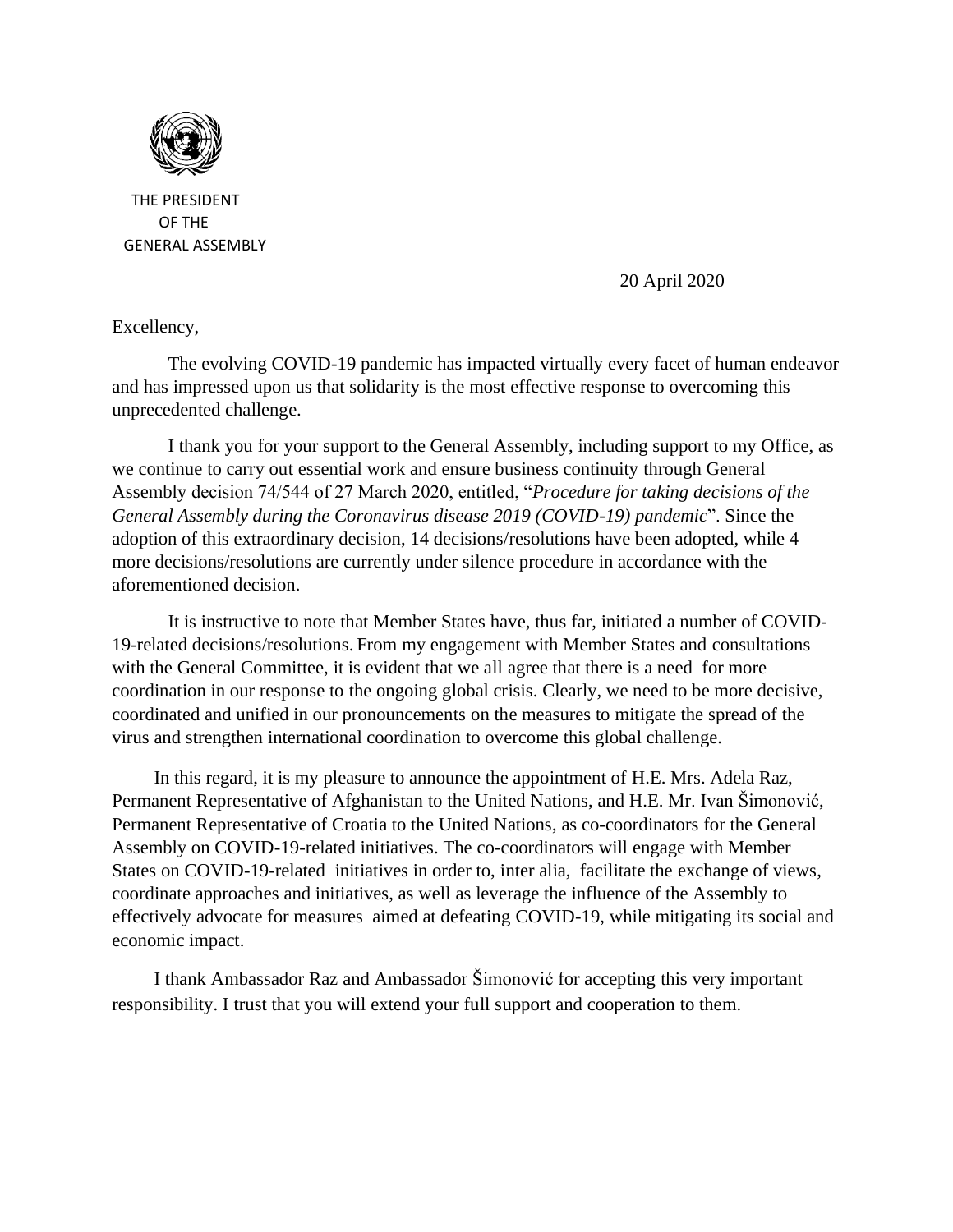THE PRESIDENT
OF THE
GENERAL ASSEMBLY

20 April 2020

Excellency,

The evolving COVID-19 pandemic has impacted virtually every facet of human endeavor and has impressed upon us that solidarity is the most effective response to overcoming this unprecedented challenge.

I thank you for your support to the General Assembly, including support to my Office, as we continue to carry out essential work and ensure business continuity through General Assembly decision 74/544 of 27 March 2020, entitled, "*Procedure for taking decisions of the General Assembly during the Coronavirus disease 2019 (COVID-19) pandemic*". Since the adoption of this extraordinary decision, 14 decisions/resolutions have been adopted, while 4 more decisions/resolutions are currently under silence procedure in accordance with the aforementioned decision.

It is instructive to note that Member States have, thus far, initiated a number of COVID-19-related decisions/resolutions. From my engagement with Member States and consultations with the General Committee, it is evident that we all agree that there is a need for more coordination in our response to the ongoing global crisis. Clearly, we need to be more decisive, coordinated and unified in our pronouncements on the measures to mitigate the spread of the virus and strengthen international coordination to overcome this global challenge.

In this regard, it is my pleasure to announce the appointment of H.E. Mrs. Adela Raz, Permanent Representative of Afghanistan to the United Nations, and H.E. Mr. Ivan Šimonović, Permanent Representative of Croatia to the United Nations, as co-coordinators for the General Assembly on COVID-19-related initiatives. The co-coordinators will engage with Member States on COVID-19-related initiatives in order to, inter alia, facilitate the exchange of views, coordinate approaches and initiatives, as well as leverage the influence of the Assembly to effectively advocate for measures aimed at defeating COVID-19, while mitigating its social and economic impact.

I thank Ambassador Raz and Ambassador Šimonović for accepting this very important responsibility. I trust that you will extend your full support and cooperation to them.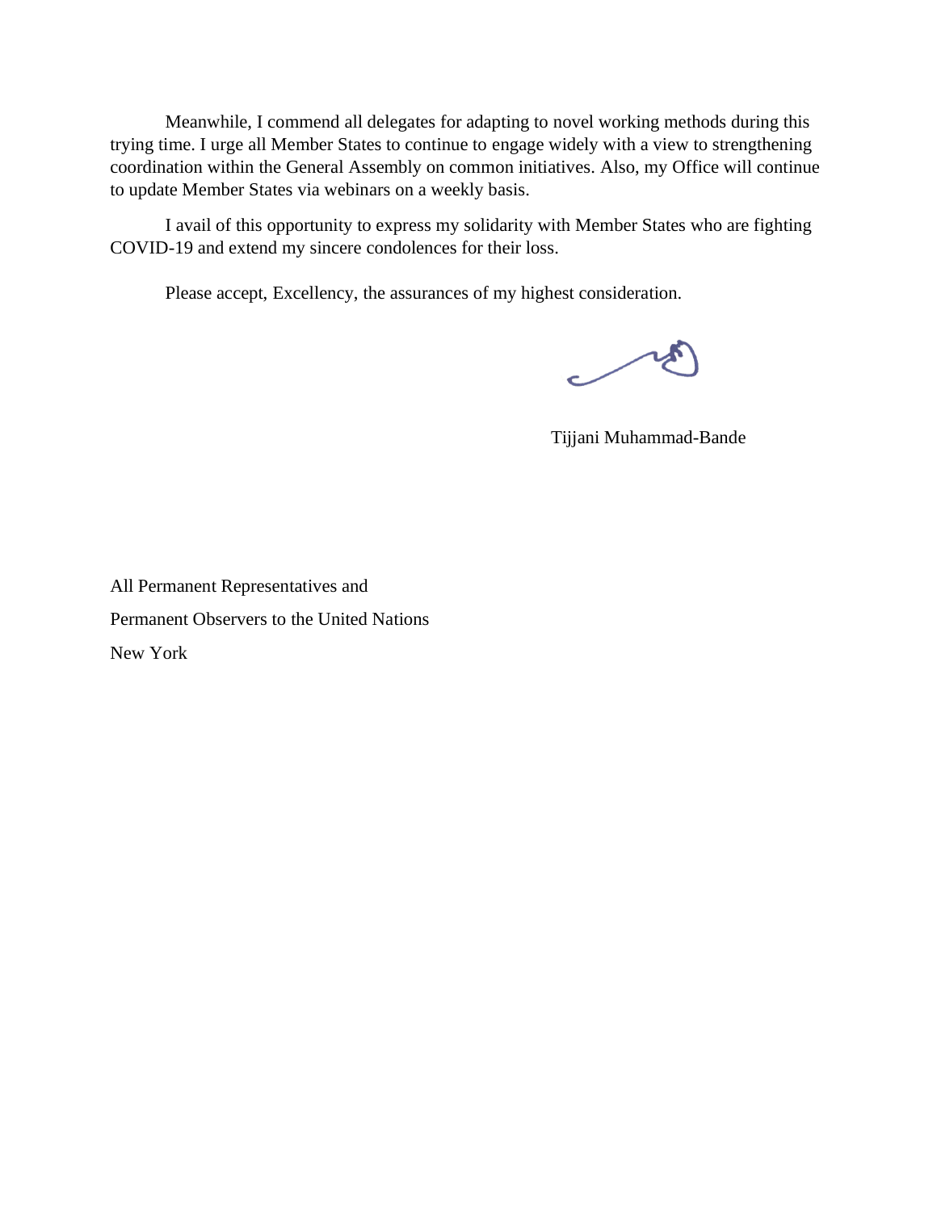Meanwhile, I commend all delegates for adapting to novel working methods during this trying time. I urge all Member States to continue to engage widely with a view to strengthening coordination within the General Assembly on common initiatives. Also, my Office will continue to update Member States via webinars on a weekly basis.

I avail of this opportunity to express my solidarity with Member States who are fighting COVID-19 and extend my sincere condolences for their loss.

Please accept, Excellency, the assurances of my highest consideration.

Tijjani Muhammad-Bande

All Permanent Representatives and

Permanent Observers to the United Nations

New York